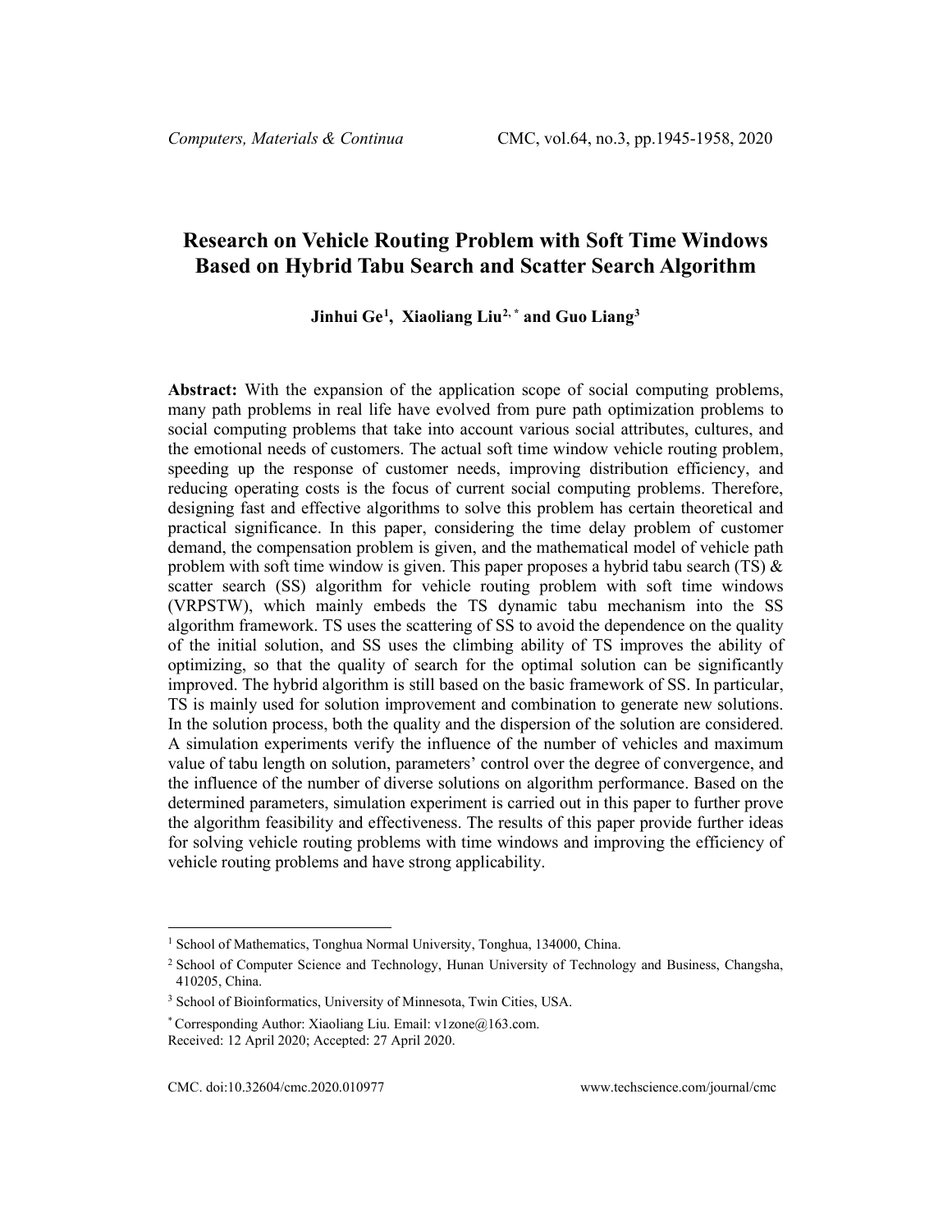# Research on Vehicle Routing Problem with Soft Time Windows Based on Hybrid Tabu Search and Scatter Search Algorithm

**Jinhui Ge[1], Xiaoliang Liu[2,*] and Guo Liang[3]**

**Abstract:** With the expansion of the application scope of social computing problems, many path problems in real life have evolved from pure path optimization problems to social computing problems that take into account various social attributes, cultures, and the emotional needs of customers. The actual soft time window vehicle routing problem, speeding up the response of customer needs, improving distribution efficiency, and reducing operating costs is the focus of current social computing problems. Therefore, designing fast and effective algorithms to solve this problem has certain theoretical and practical significance. In this paper, considering the time delay problem of customer demand, the compensation problem is given, and the mathematical model of vehicle path problem with soft time window is given. This paper proposes a hybrid tabu search (TS) & scatter search (SS) algorithm for vehicle routing problem with soft time windows (VRPSTW), which mainly embeds the TS dynamic tabu mechanism into the SS algorithm framework. TS uses the scattering of SS to avoid the dependence on the quality of the initial solution, and SS uses the climbing ability of TS improves the ability of optimizing, so that the quality of search for the optimal solution can be significantly improved. The hybrid algorithm is still based on the basic framework of SS. In particular, TS is mainly used for solution improvement and combination to generate new solutions. In the solution process, both the quality and the dispersion of the solution are considered. A simulation experiments verify the influence of the number of vehicles and maximum value of tabu length on solution, parameters' control over the degree of convergence, and the influence of the number of diverse solutions on algorithm performance. Based on the determined parameters, simulation experiment is carried out in this paper to further prove the algorithm feasibility and effectiveness. The results of this paper provide further ideas for solving vehicle routing problems with time windows and improving the efficiency of vehicle routing problems and have strong applicability.

---

[1] School of Mathematics, Tonghua Normal University, Tonghua, 134000, China.

[2] School of Computer Science and Technology, Hunan University of Technology and Business, Changsha, 410205, China.

[3] School of Bioinformatics, University of Minnesota, Twin Cities, USA.

[*] Corresponding Author: Xiaoliang Liu. Email: v1zone@163.com.

Received: 12 April 2020; Accepted: 27 April 2020.

CMC. doi:10.32604/cmc.2020.010977 www.techscience.com/journal/cmc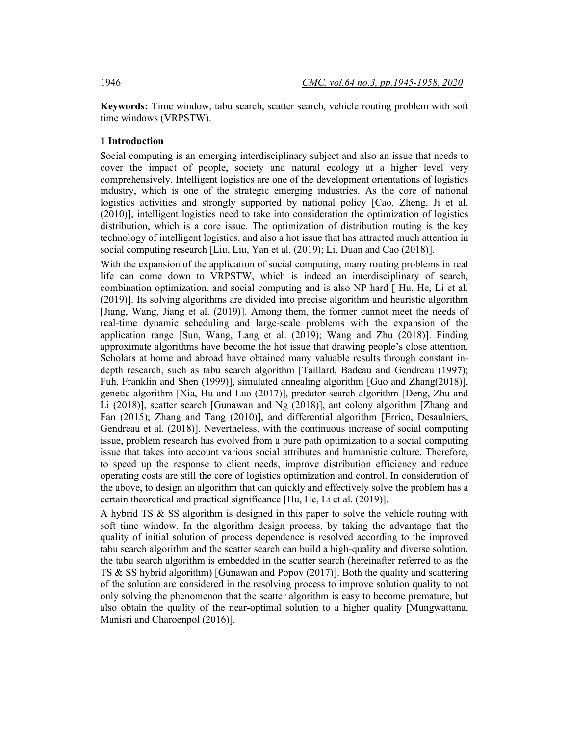**Keywords:** Time window, tabu search, scatter search, vehicle routing problem with soft time windows (VRPSTW).

## 1 Introduction

Social computing is an emerging interdisciplinary subject and also an issue that needs to cover the impact of people, society and natural ecology at a higher level very comprehensively. Intelligent logistics are one of the development orientations of logistics industry, which is one of the strategic emerging industries. As the core of national logistics activities and strongly supported by national policy [Cao, Zheng, Ji et al. (2010)], intelligent logistics need to take into consideration the optimization of logistics distribution, which is a core issue. The optimization of distribution routing is the key technology of intelligent logistics, and also a hot issue that has attracted much attention in social computing research [Liu, Liu, Yan et al. (2019); Li, Duan and Cao (2018)].

With the expansion of the application of social computing, many routing problems in real life can come down to VRPSTW, which is indeed an interdisciplinary of search, combination optimization, and social computing and is also NP hard [ Hu, He, Li et al. (2019)]. Its solving algorithms are divided into precise algorithm and heuristic algorithm [Jiang, Wang, Jiang et al. (2019)]. Among them, the former cannot meet the needs of real-time dynamic scheduling and large-scale problems with the expansion of the application range [Sun, Wang, Lang et al. (2019); Wang and Zhu (2018)]. Finding approximate algorithms have become the hot issue that drawing people's close attention. Scholars at home and abroad have obtained many valuable results through constant in-depth research, such as tabu search algorithm [Taillard, Badeau and Gendreau (1997); Fuh, Franklin and Shen (1999)], simulated annealing algorithm [Guo and Zhang(2018)], genetic algorithm [Xia, Hu and Luo (2017)], predator search algorithm [Deng, Zhu and Li (2018)], scatter search [Gunawan and Ng (2018)], ant colony algorithm [Zhang and Fan (2015); Zhang and Tang (2010)], and differential algorithm [Errico, Desaulniers, Gendreau et al. (2018)]. Nevertheless, with the continuous increase of social computing issue, problem research has evolved from a pure path optimization to a social computing issue that takes into account various social attributes and humanistic culture. Therefore, to speed up the response to client needs, improve distribution efficiency and reduce operating costs are still the core of logistics optimization and control. In consideration of the above, to design an algorithm that can quickly and effectively solve the problem has a certain theoretical and practical significance [Hu, He, Li et al. (2019)].

A hybrid TS & SS algorithm is designed in this paper to solve the vehicle routing with soft time window. In the algorithm design process, by taking the advantage that the quality of initial solution of process dependence is resolved according to the improved tabu search algorithm and the scatter search can build a high-quality and diverse solution, the tabu search algorithm is embedded in the scatter search (hereinafter referred to as the TS & SS hybrid algorithm) [Gunawan and Popov (2017)]. Both the quality and scattering of the solution are considered in the resolving process to improve solution quality to not only solving the phenomenon that the scatter algorithm is easy to become premature, but also obtain the quality of the near-optimal solution to a higher quality [Mungwattana, Manisri and Charoenpol (2016)].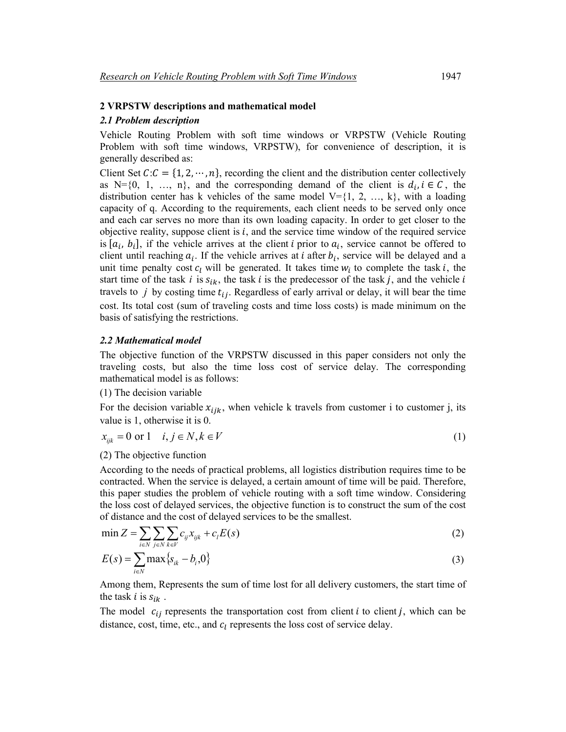## 2 VRPSTW descriptions and mathematical model

### *2.1 Problem description*

Vehicle Routing Problem with soft time windows or VRPSTW (Vehicle Routing Problem with soft time windows, VRPSTW), for convenience of description, it is generally described as:

Client Set $C$:$C = \{1, 2, \cdots, n\}$, recording the client and the distribution center collectively as N={0, 1, …, n}, and the corresponding demand of the client is $d_i, i \in C$, the distribution center has k vehicles of the same model V={1, 2, …, k}, with a loading capacity of q. According to the requirements, each client needs to be served only once and each car serves no more than its own loading capacity. In order to get closer to the objective reality, suppose client is $i$, and the service time window of the required service is $[a_i, b_i]$, if the vehicle arrives at the client $i$ prior to $a_i$, service cannot be offered to client until reaching $a_i$. If the vehicle arrives at $i$ after $b_i$, service will be delayed and a unit time penalty cost $c_l$ will be generated. It takes time $w_i$ to complete the task $i$, the start time of the task $i$ is $s_{ik}$, the task $i$ is the predecessor of the task $j$, and the vehicle $i$ travels to $j$ by costing time $t_{ij}$. Regardless of early arrival or delay, it will bear the time cost. Its total cost (sum of traveling costs and time loss costs) is made minimum on the basis of satisfying the restrictions.

### *2.2 Mathematical model*

The objective function of the VRPSTW discussed in this paper considers not only the traveling costs, but also the time loss cost of service delay. The corresponding mathematical model is as follows:

(1) The decision variable

For the decision variable $x_{ijk}$, when vehicle k travels from customer i to customer j, its value is 1, otherwise it is 0.

$$x_{ijk} = 0 \text{ or } 1 \quad i, j \in N, k \in V \tag{1}$$

(2) The objective function

According to the needs of practical problems, all logistics distribution requires time to be contracted. When the service is delayed, a certain amount of time will be paid. Therefore, this paper studies the problem of vehicle routing with a soft time window. Considering the loss cost of delayed services, the objective function is to construct the sum of the cost of distance and the cost of delayed services to be the smallest.

$$\min Z = \sum_{i \in N} \sum_{j \in N} \sum_{k \in V} c_{ij} x_{ijk} + c_l E(s) \tag{2}$$

$$E(s) = \sum_{i \in N} \max\{s_{ik} - b_i, 0\} \tag{3}$$

Among them, Represents the sum of time lost for all delivery customers, the start time of the task $i$ is $s_{ik}$ .

The model $c_{ij}$ represents the transportation cost from client $i$ to client $j$, which can be distance, cost, time, etc., and $c_l$ represents the loss cost of service delay.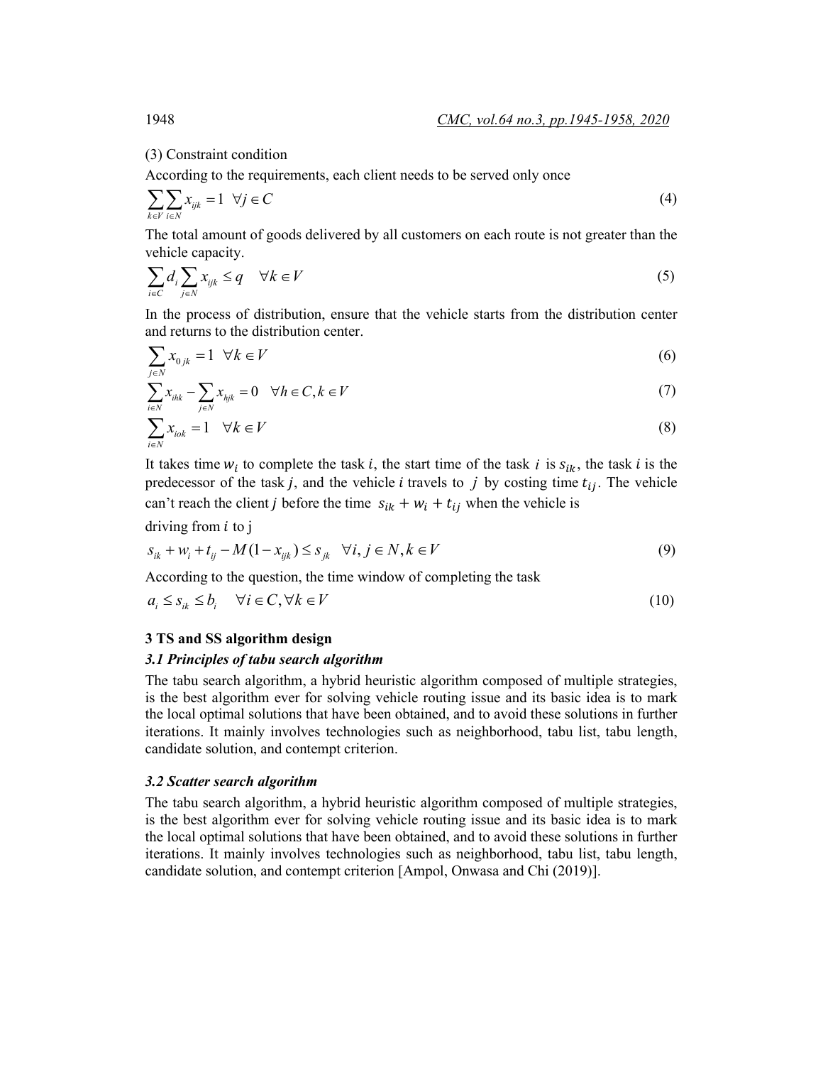(3) Constraint condition

According to the requirements, each client needs to be served only once

$$\sum_{k \in V} \sum_{i \in N} x_{ijk} = 1 \quad \forall j \in C \tag{4}$$

The total amount of goods delivered by all customers on each route is not greater than the vehicle capacity.

$$\sum_{i \in C} d_i \sum_{j \in N} x_{ijk} \le q \quad \forall k \in V \tag{5}$$

In the process of distribution, ensure that the vehicle starts from the distribution center and returns to the distribution center.

$$\sum_{j \in N} x_{0jk} = 1 \quad \forall k \in V \tag{6}$$

$$\sum_{i \in N} x_{ihk} - \sum_{j \in N} x_{hjk} = 0 \quad \forall h \in C, k \in V \tag{7}$$

$$\sum_{i \in N} x_{iok} = 1 \quad \forall k \in V \tag{8}$$

It takes time $w_i$ to complete the task $i$, the start time of the task $i$ is $s_{ik}$, the task $i$ is the predecessor of the task $j$, and the vehicle $i$ travels to $j$ by costing time $t_{ij}$. The vehicle can't reach the client $j$ before the time $s_{ik} + w_i + t_{ij}$ when the vehicle is driving from $i$ to j

$$s_{ik} + w_i + t_{ij} - M(1 - x_{ijk}) \le s_{jk} \quad \forall i, j \in N, k \in V \tag{9}$$

According to the question, the time window of completing the task

$$a_i \le s_{ik} \le b_i \quad \forall i \in C, \forall k \in V \tag{10}$$

## 3 TS and SS algorithm design

### *3.1 Principles of tabu search algorithm*

The tabu search algorithm, a hybrid heuristic algorithm composed of multiple strategies, is the best algorithm ever for solving vehicle routing issue and its basic idea is to mark the local optimal solutions that have been obtained, and to avoid these solutions in further iterations. It mainly involves technologies such as neighborhood, tabu list, tabu length, candidate solution, and contempt criterion.

### *3.2 Scatter search algorithm*

The tabu search algorithm, a hybrid heuristic algorithm composed of multiple strategies, is the best algorithm ever for solving vehicle routing issue and its basic idea is to mark the local optimal solutions that have been obtained, and to avoid these solutions in further iterations. It mainly involves technologies such as neighborhood, tabu list, tabu length, candidate solution, and contempt criterion [Ampol, Onwasa and Chi (2019)].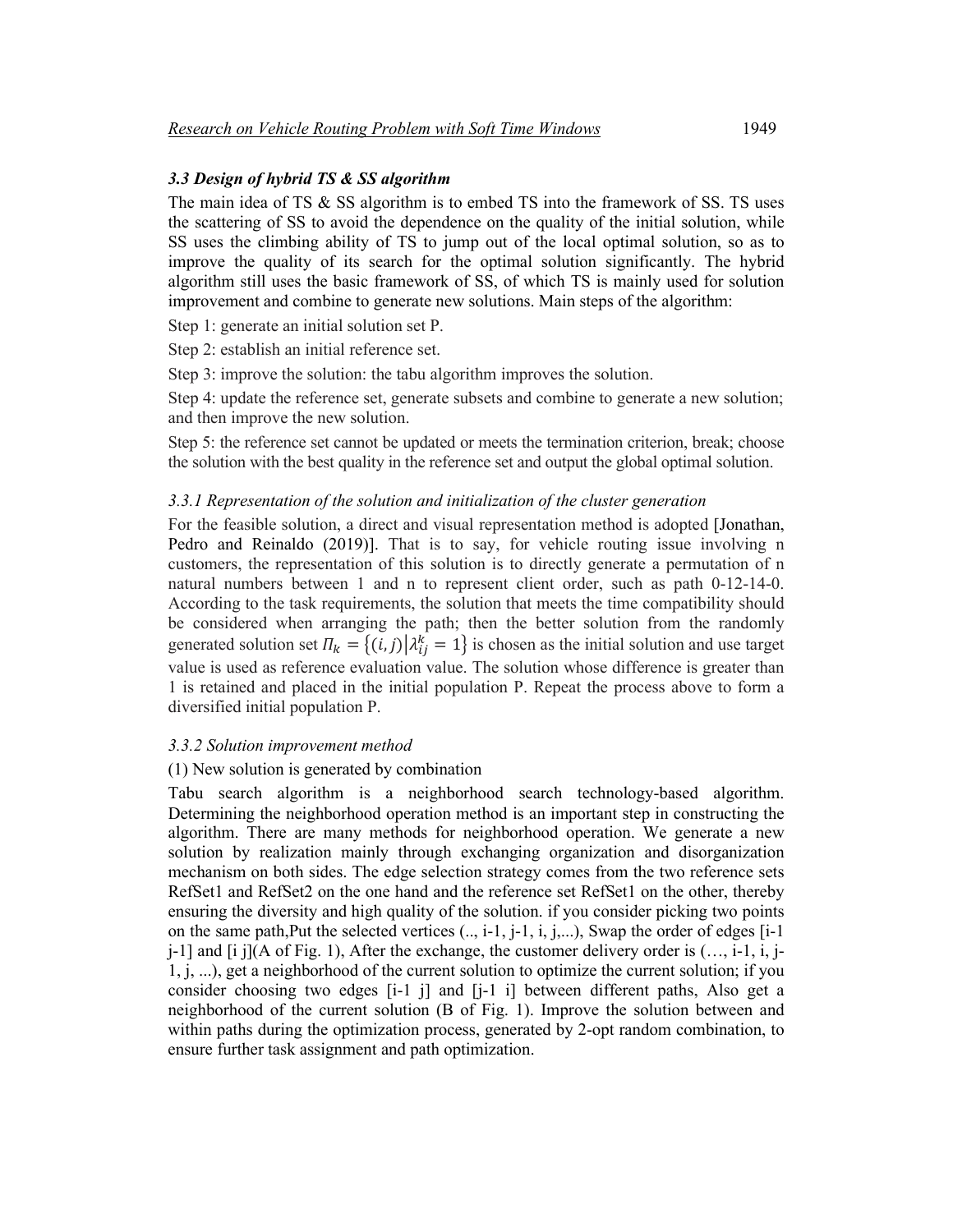### 3.3 Design of hybrid TS & SS algorithm

The main idea of TS & SS algorithm is to embed TS into the framework of SS. TS uses the scattering of SS to avoid the dependence on the quality of the initial solution, while SS uses the climbing ability of TS to jump out of the local optimal solution, so as to improve the quality of its search for the optimal solution significantly. The hybrid algorithm still uses the basic framework of SS, of which TS is mainly used for solution improvement and combine to generate new solutions. Main steps of the algorithm:

Step 1: generate an initial solution set P.

Step 2: establish an initial reference set.

Step 3: improve the solution: the tabu algorithm improves the solution.

Step 4: update the reference set, generate subsets and combine to generate a new solution; and then improve the new solution.

Step 5: the reference set cannot be updated or meets the termination criterion, break; choose the solution with the best quality in the reference set and output the global optimal solution.

#### 3.3.1 Representation of the solution and initialization of the cluster generation

For the feasible solution, a direct and visual representation method is adopted [Jonathan, Pedro and Reinaldo (2019)]. That is to say, for vehicle routing issue involving n customers, the representation of this solution is to directly generate a permutation of n natural numbers between 1 and n to represent client order, such as path 0-12-14-0. According to the task requirements, the solution that meets the time compatibility should be considered when arranging the path; then the better solution from the randomly generated solution set $\Pi_k = \{(i,j) | \lambda_{ij}^k = 1\}$ is chosen as the initial solution and use target value is used as reference evaluation value. The solution whose difference is greater than 1 is retained and placed in the initial population P. Repeat the process above to form a diversified initial population P.

#### 3.3.2 Solution improvement method

(1) New solution is generated by combination

Tabu search algorithm is a neighborhood search technology-based algorithm. Determining the neighborhood operation method is an important step in constructing the algorithm. There are many methods for neighborhood operation. We generate a new solution by realization mainly through exchanging organization and disorganization mechanism on both sides. The edge selection strategy comes from the two reference sets RefSet1 and RefSet2 on the one hand and the reference set RefSet1 on the other, thereby ensuring the diversity and high quality of the solution. if you consider picking two points on the same path,Put the selected vertices (.., i-1, j-1, i, j,...), Swap the order of edges [i-1 j-1] and [i j](A of Fig. 1), After the exchange, the customer delivery order is (…, i-1, i, j-1, j, ...), get a neighborhood of the current solution to optimize the current solution; if you consider choosing two edges [i-1 j] and [j-1 i] between different paths, Also get a neighborhood of the current solution (B of Fig. 1). Improve the solution between and within paths during the optimization process, generated by 2-opt random combination, to ensure further task assignment and path optimization.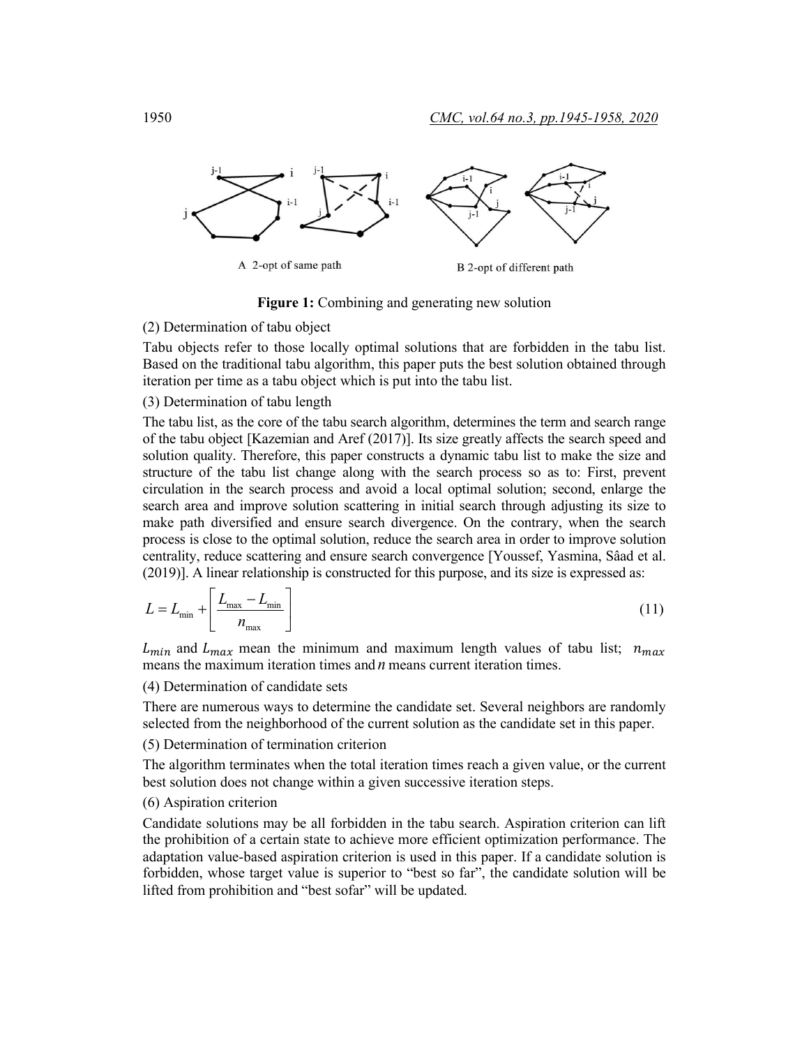A 2-opt of same path

B 2-opt of different path

**Figure 1:** Combining and generating new solution

(2) Determination of tabu object

Tabu objects refer to those locally optimal solutions that are forbidden in the tabu list. Based on the traditional tabu algorithm, this paper puts the best solution obtained through iteration per time as a tabu object which is put into the tabu list.

(3) Determination of tabu length

The tabu list, as the core of the tabu search algorithm, determines the term and search range of the tabu object [Kazemian and Aref (2017)]. Its size greatly affects the search speed and solution quality. Therefore, this paper constructs a dynamic tabu list to make the size and structure of the tabu list change along with the search process so as to: First, prevent circulation in the search process and avoid a local optimal solution; second, enlarge the search area and improve solution scattering in initial search through adjusting its size to make path diversified and ensure search divergence. On the contrary, when the search process is close to the optimal solution, reduce the search area in order to improve solution centrality, reduce scattering and ensure search convergence [Youssef, Yasmina, Sâad et al. (2019)]. A linear relationship is constructed for this purpose, and its size is expressed as:

$$L = L_{\min} + \left[ \frac{L_{\max} - L_{\min}}{n_{\max}} \right] \tag{11}$$

$L_{min}$ and $L_{max}$ mean the minimum and maximum length values of tabu list; $n_{max}$ means the maximum iteration times and $n$ means current iteration times.

(4) Determination of candidate sets

There are numerous ways to determine the candidate set. Several neighbors are randomly selected from the neighborhood of the current solution as the candidate set in this paper.

(5) Determination of termination criterion

The algorithm terminates when the total iteration times reach a given value, or the current best solution does not change within a given successive iteration steps.

(6) Aspiration criterion

Candidate solutions may be all forbidden in the tabu search. Aspiration criterion can lift the prohibition of a certain state to achieve more efficient optimization performance. The adaptation value-based aspiration criterion is used in this paper. If a candidate solution is forbidden, whose target value is superior to "best so far", the candidate solution will be lifted from prohibition and "best sofar" will be updated.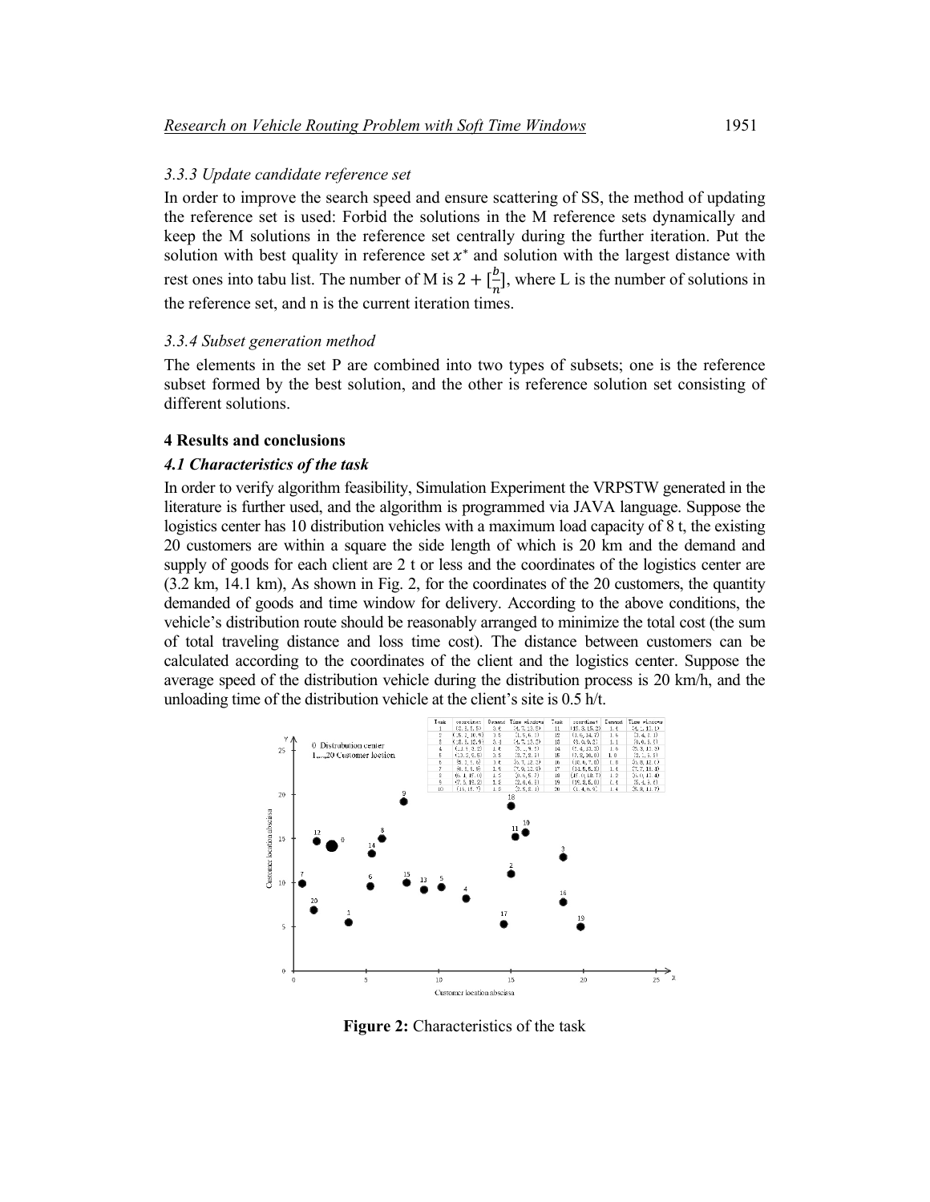### 3.3.3 Update candidate reference set

In order to improve the search speed and ensure scattering of SS, the method of updating the reference set is used: Forbid the solutions in the M reference sets dynamically and keep the M solutions in the reference set centrally during the further iteration. Put the solution with best quality in reference set $x^*$ and solution with the largest distance with rest ones into tabu list. The number of M is $2 + [\frac{b}{n}]$, where L is the number of solutions in the reference set, and n is the current iteration times.

### 3.3.4 Subset generation method

The elements in the set P are combined into two types of subsets; one is the reference subset formed by the best solution, and the other is reference solution set consisting of different solutions.

## 4 Results and conclusions

### 4.1 Characteristics of the task

In order to verify algorithm feasibility, Simulation Experiment the VRPSTW generated in the literature is further used, and the algorithm is programmed via JAVA language. Suppose the logistics center has 10 distribution vehicles with a maximum load capacity of 8 t, the existing 20 customers are within a square the side length of which is 20 km and the demand and supply of goods for each client are 2 t or less and the coordinates of the logistics center are (3.2 km, 14.1 km), As shown in Fig. 2, for the coordinates of the 20 customers, the quantity demanded of goods and time window for delivery. According to the above conditions, the vehicle's distribution route should be reasonably arranged to minimize the total cost (the sum of total traveling distance and loss time cost). The distance between customers can be calculated according to the coordinates of the client and the logistics center. Suppose the average speed of the distribution vehicle during the distribution process is 20 km/h, and the unloading time of the distribution vehicle at the client's site is 0.5 h/t.

**Figure 2:** Characteristics of the task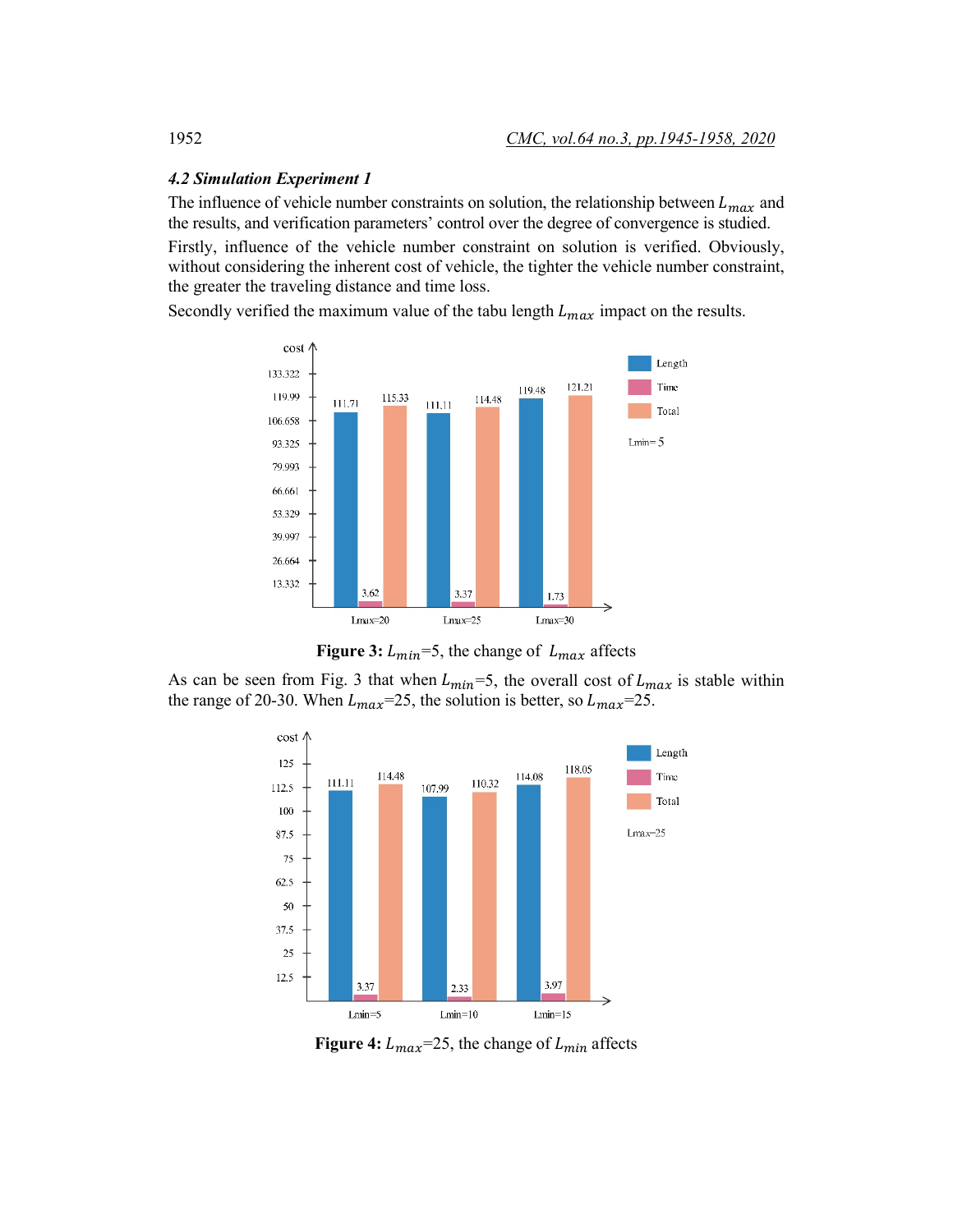### 4.2 Simulation Experiment 1

The influence of vehicle number constraints on solution, the relationship between $L_{max}$ and the results, and verification parameters' control over the degree of convergence is studied.

Firstly, influence of the vehicle number constraint on solution is verified. Obviously, without considering the inherent cost of vehicle, the tighter the vehicle number constraint, the greater the traveling distance and time loss.

Secondly verified the maximum value of the tabu length $L_{max}$ impact on the results.

**Figure 3:** $L_{min}$=5, the change of $L_{max}$ affects

As can be seen from Fig. 3 that when $L_{min}$=5, the overall cost of $L_{max}$ is stable within the range of 20-30. When $L_{max}$=25, the solution is better, so $L_{max}$=25.

**Figure 4:** $L_{max}$=25, the change of $L_{min}$ affects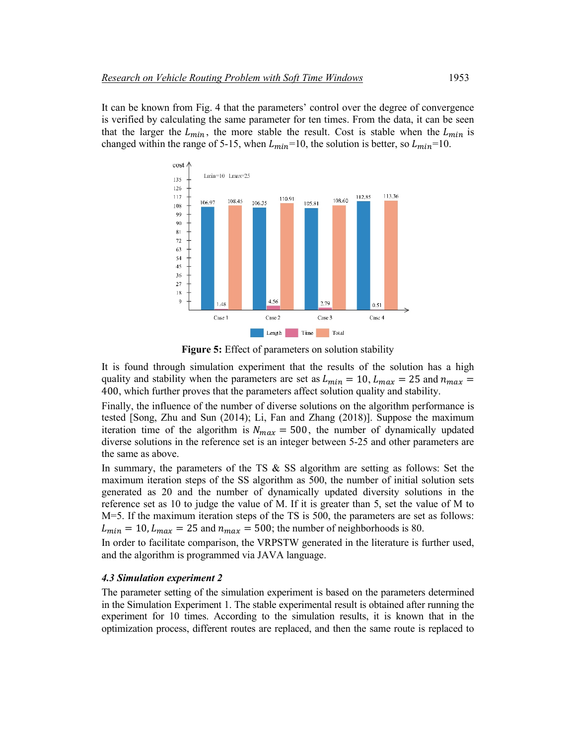It can be known from Fig. 4 that the parameters' control over the degree of convergence is verified by calculating the same parameter for ten times. From the data, it can be seen that the larger the $L_{min}$, the more stable the result. Cost is stable when the $L_{min}$ is changed within the range of 5-15, when $L_{min}$=10, the solution is better, so $L_{min}$=10.

**Figure 5:** Effect of parameters on solution stability

It is found through simulation experiment that the results of the solution has a high quality and stability when the parameters are set as $L_{min} = 10, L_{max} = 25$ and $n_{max} = 400$, which further proves that the parameters affect solution quality and stability.

Finally, the influence of the number of diverse solutions on the algorithm performance is tested [Song, Zhu and Sun (2014); Li, Fan and Zhang (2018)]. Suppose the maximum iteration time of the algorithm is $N_{max} = 500$, the number of dynamically updated diverse solutions in the reference set is an integer between 5-25 and other parameters are the same as above.

In summary, the parameters of the TS & SS algorithm are setting as follows: Set the maximum iteration steps of the SS algorithm as 500, the number of initial solution sets generated as 20 and the number of dynamically updated diversity solutions in the reference set as 10 to judge the value of M. If it is greater than 5, set the value of M to M=5. If the maximum iteration steps of the TS is 500, the parameters are set as follows: $L_{min} = 10, L_{max} = 25$ and $n_{max} = 500$; the number of neighborhoods is 80.

In order to facilitate comparison, the VRPSTW generated in the literature is further used, and the algorithm is programmed via JAVA language.

### *4.3 Simulation experiment 2*

The parameter setting of the simulation experiment is based on the parameters determined in the Simulation Experiment 1. The stable experimental result is obtained after running the experiment for 10 times. According to the simulation results, it is known that in the optimization process, different routes are replaced, and then the same route is replaced to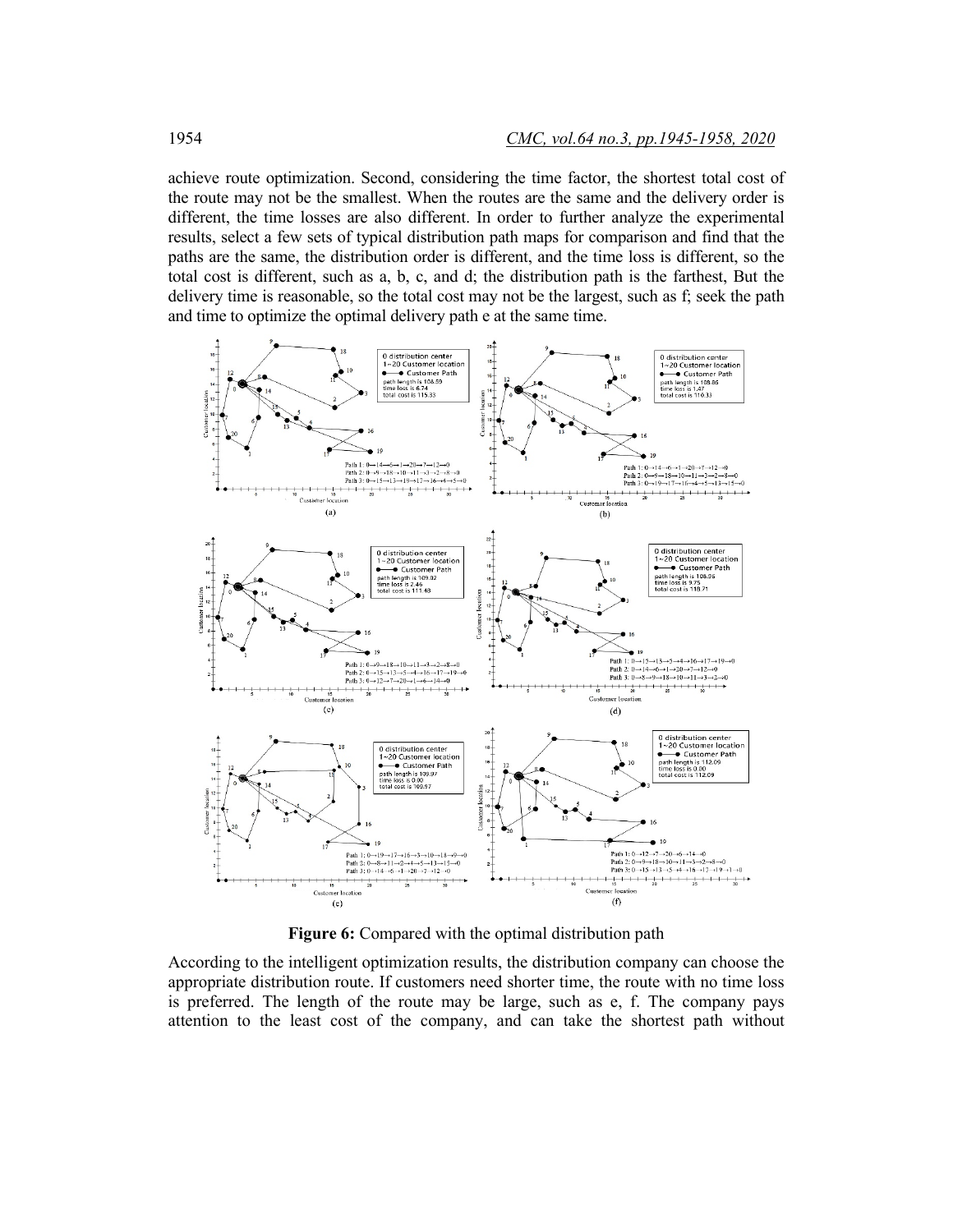achieve route optimization. Second, considering the time factor, the shortest total cost of the route may not be the smallest. When the routes are the same and the delivery order is different, the time losses are also different. In order to further analyze the experimental results, select a few sets of typical distribution path maps for comparison and find that the paths are the same, the distribution order is different, and the time loss is different, so the total cost is different, such as a, b, c, and d; the distribution path is the farthest, But the delivery time is reasonable, so the total cost may not be the largest, such as f; seek the path and time to optimize the optimal delivery path e at the same time.

**Figure 6:** Compared with the optimal distribution path

According to the intelligent optimization results, the distribution company can choose the appropriate distribution route. If customers need shorter time, the route with no time loss is preferred. The length of the route may be large, such as e, f. The company pays attention to the least cost of the company, and can take the shortest path without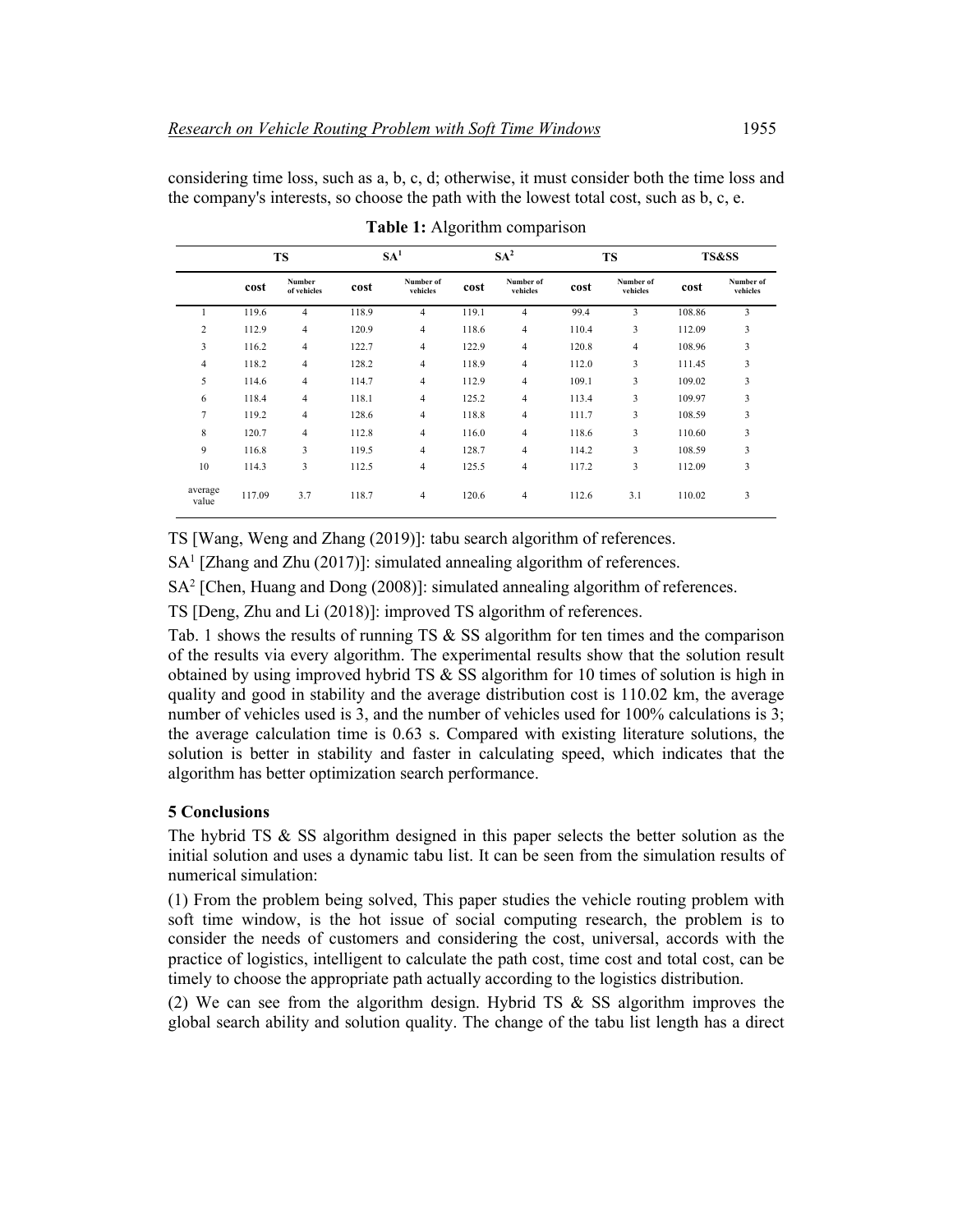considering time loss, such as a, b, c, d; otherwise, it must consider both the time loss and the company's interests, so choose the path with the lowest total cost, such as b, c, e.

**Table 1:** Algorithm comparison

| | TS | | SA[1] | | SA[2] | | TS | | TS&SS | |
|---|---|---|---|---|---|---|---|---|---|---|
| | cost | Number of vehicles | cost | Number of vehicles | cost | Number of vehicles | cost | Number of vehicles | cost | Number of vehicles |
| 1 | 119.6 | 4 | 118.9 | 4 | 119.1 | 4 | 99.4 | 3 | 108.86 | 3 |
| 2 | 112.9 | 4 | 120.9 | 4 | 118.6 | 4 | 110.4 | 3 | 112.09 | 3 |
| 3 | 116.2 | 4 | 122.7 | 4 | 122.9 | 4 | 120.8 | 4 | 108.96 | 3 |
| 4 | 118.2 | 4 | 128.2 | 4 | 118.9 | 4 | 112.0 | 3 | 111.45 | 3 |
| 5 | 114.6 | 4 | 114.7 | 4 | 112.9 | 4 | 109.1 | 3 | 109.02 | 3 |
| 6 | 118.4 | 4 | 118.1 | 4 | 125.2 | 4 | 113.4 | 3 | 109.97 | 3 |
| 7 | 119.2 | 4 | 128.6 | 4 | 118.8 | 4 | 111.7 | 3 | 108.59 | 3 |
| 8 | 120.7 | 4 | 112.8 | 4 | 116.0 | 4 | 118.6 | 3 | 110.60 | 3 |
| 9 | 116.8 | 3 | 119.5 | 4 | 128.7 | 4 | 114.2 | 3 | 108.59 | 3 |
| 10 | 114.3 | 3 | 112.5 | 4 | 125.5 | 4 | 117.2 | 3 | 112.09 | 3 |
| average value | 117.09 | 3.7 | 118.7 | 4 | 120.6 | 4 | 112.6 | 3.1 | 110.02 | 3 |

TS [Wang, Weng and Zhang (2019)]: tabu search algorithm of references.

SA[1] [Zhang and Zhu (2017)]: simulated annealing algorithm of references.

SA[2] [Chen, Huang and Dong (2008)]: simulated annealing algorithm of references.

TS [Deng, Zhu and Li (2018)]: improved TS algorithm of references.

Tab. 1 shows the results of running TS & SS algorithm for ten times and the comparison of the results via every algorithm. The experimental results show that the solution result obtained by using improved hybrid TS & SS algorithm for 10 times of solution is high in quality and good in stability and the average distribution cost is 110.02 km, the average number of vehicles used is 3, and the number of vehicles used for 100% calculations is 3; the average calculation time is 0.63 s. Compared with existing literature solutions, the solution is better in stability and faster in calculating speed, which indicates that the algorithm has better optimization search performance.

## 5 Conclusions

The hybrid TS & SS algorithm designed in this paper selects the better solution as the initial solution and uses a dynamic tabu list. It can be seen from the simulation results of numerical simulation:

(1) From the problem being solved, This paper studies the vehicle routing problem with soft time window, is the hot issue of social computing research, the problem is to consider the needs of customers and considering the cost, universal, accords with the practice of logistics, intelligent to calculate the path cost, time cost and total cost, can be timely to choose the appropriate path actually according to the logistics distribution.

(2) We can see from the algorithm design. Hybrid TS & SS algorithm improves the global search ability and solution quality. The change of the tabu list length has a direct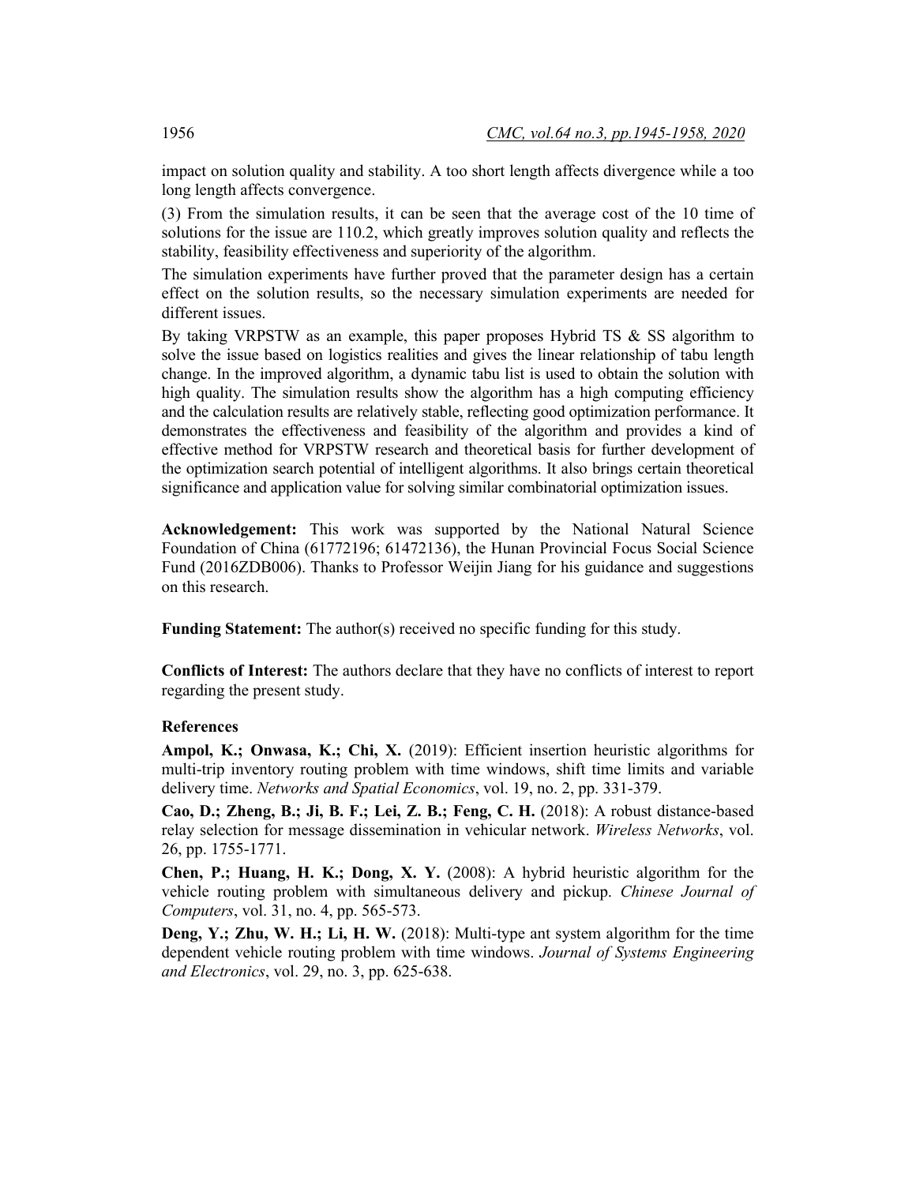impact on solution quality and stability. A too short length affects divergence while a too long length affects convergence.

(3) From the simulation results, it can be seen that the average cost of the 10 time of solutions for the issue are 110.2, which greatly improves solution quality and reflects the stability, feasibility effectiveness and superiority of the algorithm.

The simulation experiments have further proved that the parameter design has a certain effect on the solution results, so the necessary simulation experiments are needed for different issues.

By taking VRPSTW as an example, this paper proposes Hybrid TS & SS algorithm to solve the issue based on logistics realities and gives the linear relationship of tabu length change. In the improved algorithm, a dynamic tabu list is used to obtain the solution with high quality. The simulation results show the algorithm has a high computing efficiency and the calculation results are relatively stable, reflecting good optimization performance. It demonstrates the effectiveness and feasibility of the algorithm and provides a kind of effective method for VRPSTW research and theoretical basis for further development of the optimization search potential of intelligent algorithms. It also brings certain theoretical significance and application value for solving similar combinatorial optimization issues.

**Acknowledgement:** This work was supported by the National Natural Science Foundation of China (61772196; 61472136), the Hunan Provincial Focus Social Science Fund (2016ZDB006). Thanks to Professor Weijin Jiang for his guidance and suggestions on this research.

**Funding Statement:** The author(s) received no specific funding for this study.

**Conflicts of Interest:** The authors declare that they have no conflicts of interest to report regarding the present study.

## References

**Ampol, K.; Onwasa, K.; Chi, X.** (2019): Efficient insertion heuristic algorithms for multi-trip inventory routing problem with time windows, shift time limits and variable delivery time. *Networks and Spatial Economics*, vol. 19, no. 2, pp. 331-379.

**Cao, D.; Zheng, B.; Ji, B. F.; Lei, Z. B.; Feng, C. H.** (2018): A robust distance-based relay selection for message dissemination in vehicular network. *Wireless Networks*, vol. 26, pp. 1755-1771.

**Chen, P.; Huang, H. K.; Dong, X. Y.** (2008): A hybrid heuristic algorithm for the vehicle routing problem with simultaneous delivery and pickup. *Chinese Journal of Computers*, vol. 31, no. 4, pp. 565-573.

**Deng, Y.; Zhu, W. H.; Li, H. W.** (2018): Multi-type ant system algorithm for the time dependent vehicle routing problem with time windows. *Journal of Systems Engineering and Electronics*, vol. 29, no. 3, pp. 625-638.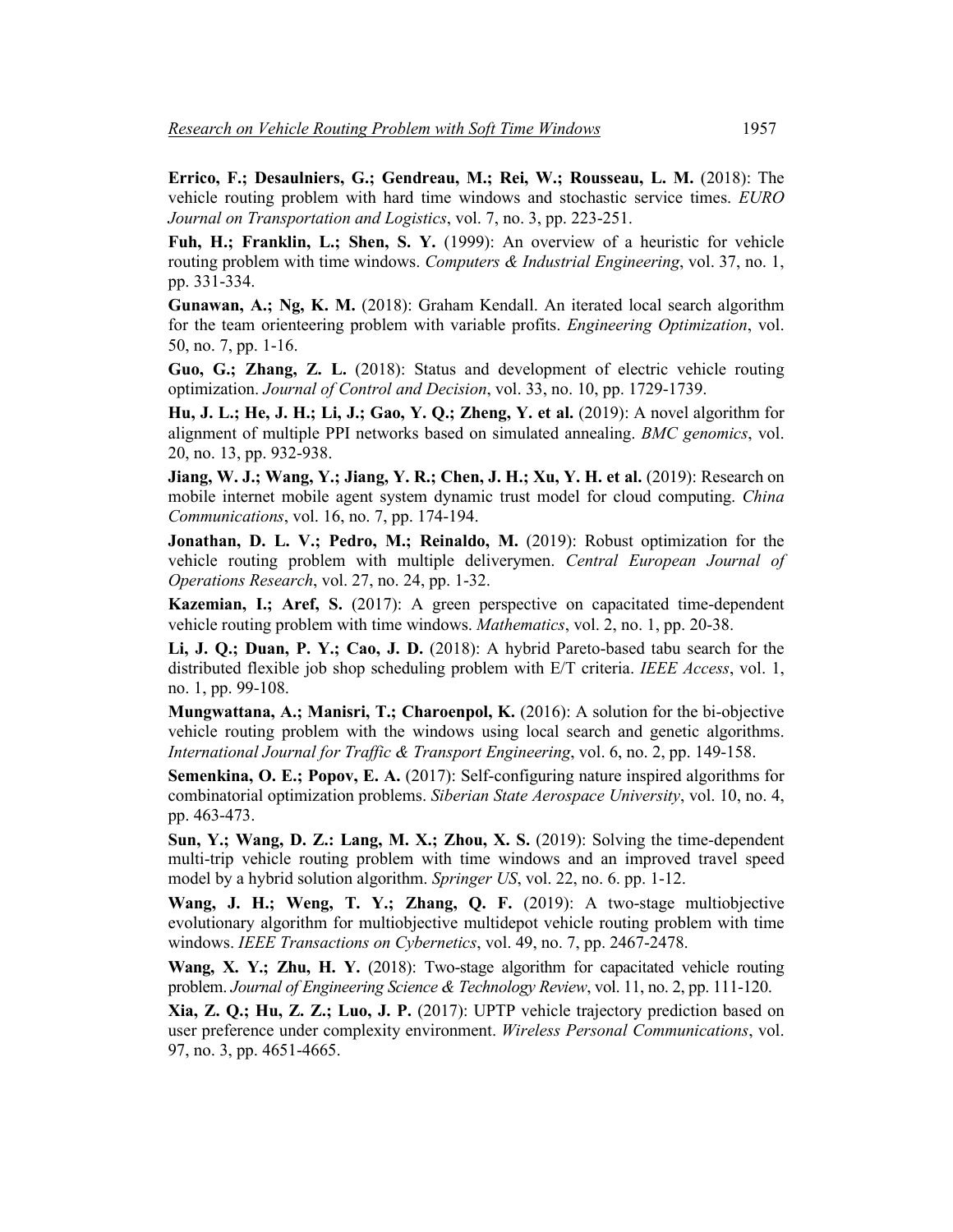**Errico, F.; Desaulniers, G.; Gendreau, M.; Rei, W.; Rousseau, L. M.** (2018): The vehicle routing problem with hard time windows and stochastic service times. *EURO Journal on Transportation and Logistics*, vol. 7, no. 3, pp. 223-251.

**Fuh, H.; Franklin, L.; Shen, S. Y.** (1999): An overview of a heuristic for vehicle routing problem with time windows. *Computers & Industrial Engineering*, vol. 37, no. 1, pp. 331-334.

**Gunawan, A.; Ng, K. M.** (2018): Graham Kendall. An iterated local search algorithm for the team orienteering problem with variable profits. *Engineering Optimization*, vol. 50, no. 7, pp. 1-16.

**Guo, G.; Zhang, Z. L.** (2018): Status and development of electric vehicle routing optimization. *Journal of Control and Decision*, vol. 33, no. 10, pp. 1729-1739.

**Hu, J. L.; He, J. H.; Li, J.; Gao, Y. Q.; Zheng, Y. et al.** (2019): A novel algorithm for alignment of multiple PPI networks based on simulated annealing. *BMC genomics*, vol. 20, no. 13, pp. 932-938.

**Jiang, W. J.; Wang, Y.; Jiang, Y. R.; Chen, J. H.; Xu, Y. H. et al.** (2019): Research on mobile internet mobile agent system dynamic trust model for cloud computing. *China Communications*, vol. 16, no. 7, pp. 174-194.

**Jonathan, D. L. V.; Pedro, M.; Reinaldo, M.** (2019): Robust optimization for the vehicle routing problem with multiple deliverymen. *Central European Journal of Operations Research*, vol. 27, no. 24, pp. 1-32.

**Kazemian, I.; Aref, S.** (2017): A green perspective on capacitated time-dependent vehicle routing problem with time windows. *Mathematics*, vol. 2, no. 1, pp. 20-38.

**Li, J. Q.; Duan, P. Y.; Cao, J. D.** (2018): A hybrid Pareto-based tabu search for the distributed flexible job shop scheduling problem with E/T criteria. *IEEE Access*, vol. 1, no. 1, pp. 99-108.

**Mungwattana, A.; Manisri, T.; Charoenpol, K.** (2016): A solution for the bi-objective vehicle routing problem with the windows using local search and genetic algorithms. *International Journal for Traffic & Transport Engineering*, vol. 6, no. 2, pp. 149-158.

**Semenkina, O. E.; Popov, E. A.** (2017): Self-configuring nature inspired algorithms for combinatorial optimization problems. *Siberian State Aerospace University*, vol. 10, no. 4, pp. 463-473.

**Sun, Y.; Wang, D. Z.: Lang, M. X.; Zhou, X. S.** (2019): Solving the time-dependent multi-trip vehicle routing problem with time windows and an improved travel speed model by a hybrid solution algorithm. *Springer US*, vol. 22, no. 6. pp. 1-12.

**Wang, J. H.; Weng, T. Y.; Zhang, Q. F.** (2019): A two-stage multiobjective evolutionary algorithm for multiobjective multidepot vehicle routing problem with time windows. *IEEE Transactions on Cybernetics*, vol. 49, no. 7, pp. 2467-2478.

**Wang, X. Y.; Zhu, H. Y.** (2018): Two-stage algorithm for capacitated vehicle routing problem. *Journal of Engineering Science & Technology Review*, vol. 11, no. 2, pp. 111-120.

**Xia, Z. Q.; Hu, Z. Z.; Luo, J. P.** (2017): UPTP vehicle trajectory prediction based on user preference under complexity environment. *Wireless Personal Communications*, vol. 97, no. 3, pp. 4651-4665.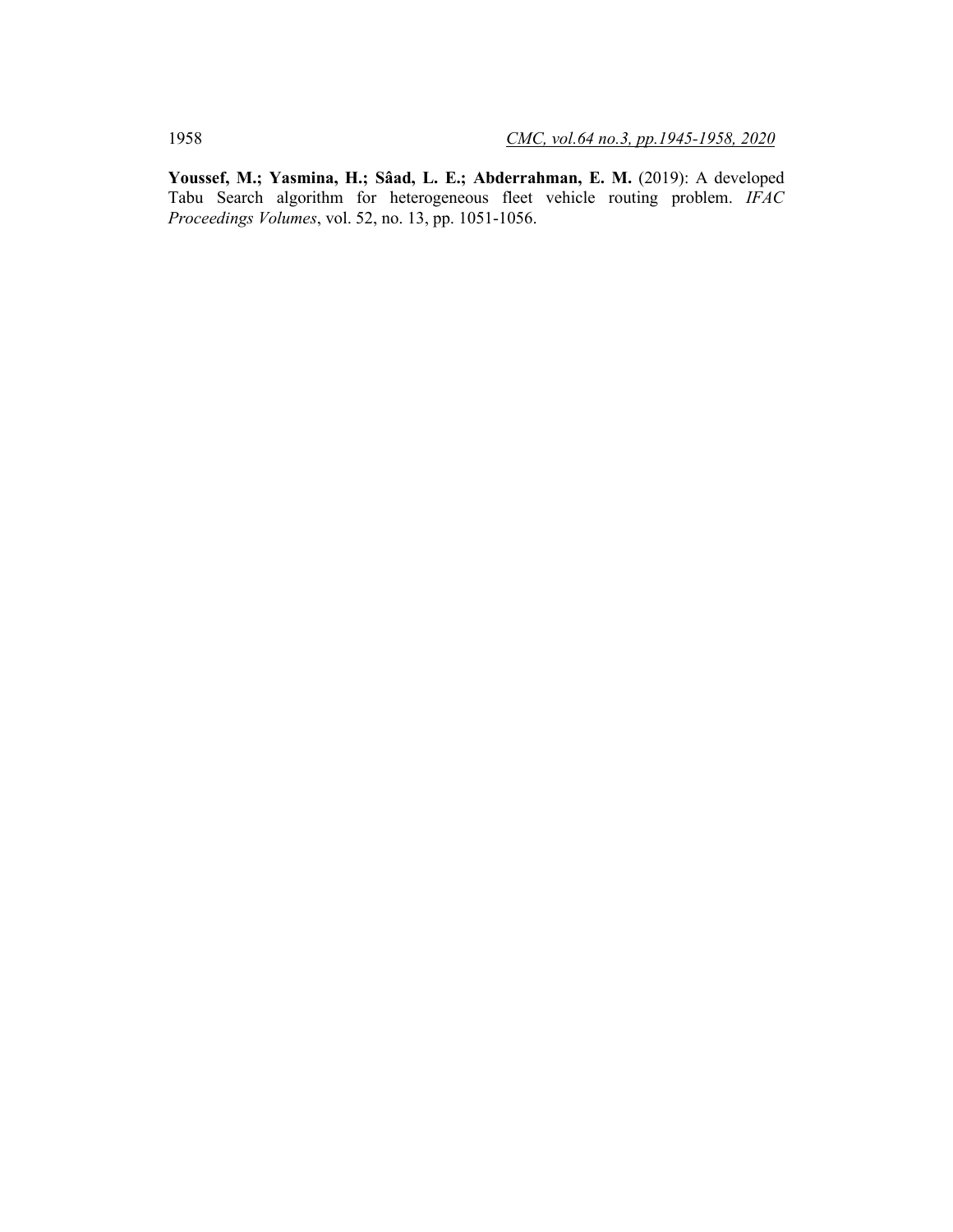**Youssef, M.; Yasmina, H.; Sâad, L. E.; Abderrahman, E. M.** (2019): A developed Tabu Search algorithm for heterogeneous fleet vehicle routing problem. *IFAC Proceedings Volumes*, vol. 52, no. 13, pp. 1051-1056.